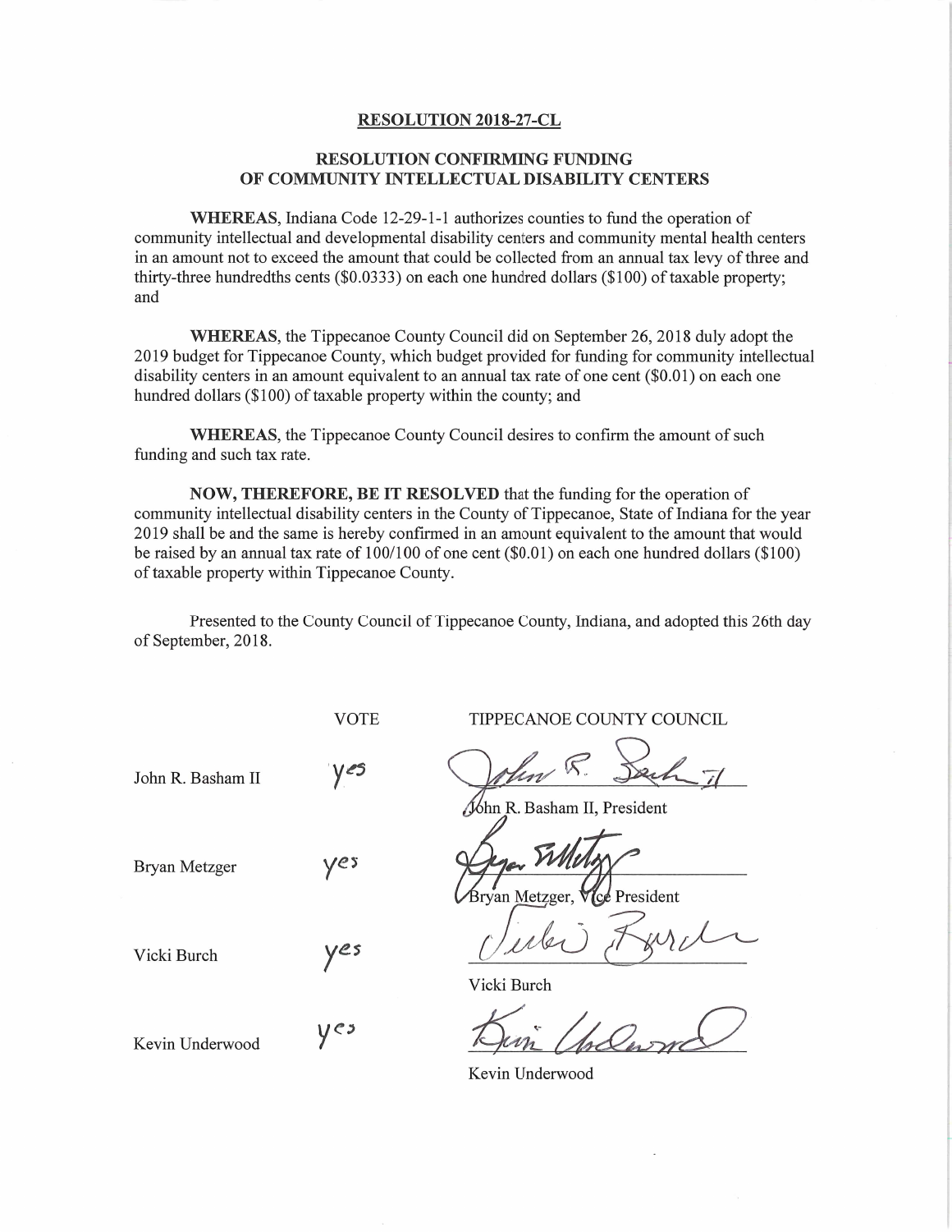**RESOLUTION 2018-27-CL**

**RESOLUTION CONFIRMING FUNDING OF COMMUNITY INTELLECTUAL DISABILITY CENTERS**

**WHEREAS**, Indiana Code 12-29-1-1 authorizes counties to fund the operation of community intellectual and developmental disability centers and community mental health centers in an amount not to exceed the amount that could be collected from an annual tax levy of three and thirty-three hundredths cents ($0.0333) on each one hundred dollars ($100) of taxable property; and

**WHEREAS**, the Tippecanoe County Council did on September 26, 2018 duly adopt the 2019 budget for Tippecanoe County, which budget provided for funding for community intellectual disability centers in an amount equivalent to an annual tax rate of one cent ($0.01) on each one hundred dollars ($100) of taxable property within the county; and

**WHEREAS**, the Tippecanoe County Council desires to confirm the amount of such funding and such tax rate.

**NOW, THEREFORE, BE IT RESOLVED** that the funding for the operation of community intellectual disability centers in the County of Tippecanoe, State of Indiana for the year 2019 shall be and the same is hereby confirmed in an amount equivalent to the amount that would be raised by an annual tax rate of 100/100 of one cent ($0.01) on each one hundred dollars ($100) of taxable property within Tippecanoe County.

Presented to the County Council of Tippecanoe County, Indiana, and adopted this 26th day of September, 2018.

| | VOTE | TIPPECANOE COUNTY COUNCIL |
|---|---|---|
| John R. Basham II | yes | John R. Basham II, President |
| Bryan Metzger | yes | Bryan Metzger, Vice President |
| Vicki Burch | yes | Vicki Burch |
| Kevin Underwood | yes | Kevin Underwood |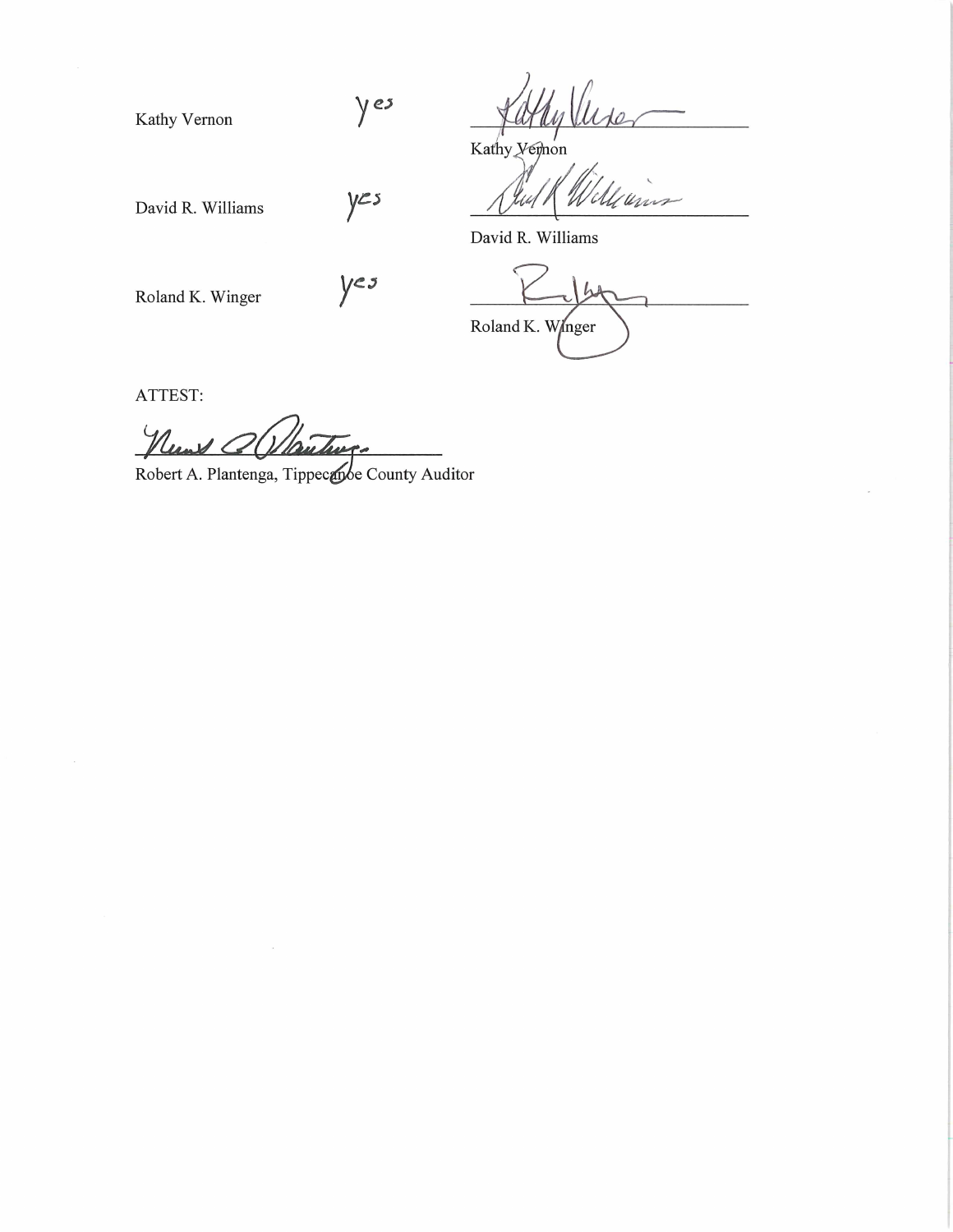| | | |
|---|---|---|
| Kathy Vernon | yes | Kathy Vernon |
| David R. Williams | yes | David R. Williams |
| Roland K. Winger | yes | Roland K. Winger |

ATTEST:

Robert A. Plantenga, Tippecanoe County Auditor